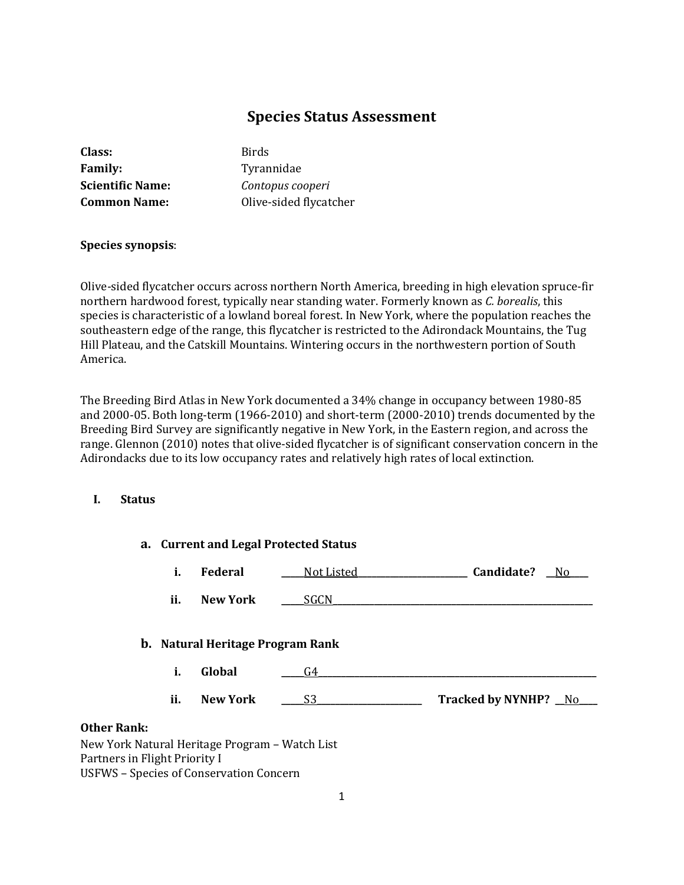# Species Status Assessment

**Class:** Birds
**Family:** Tyrannidae
**Scientific Name:** *Contopus cooperi*
**Common Name:** Olive-sided flycatcher

**Species synopsis**:

Olive-sided flycatcher occurs across northern North America, breeding in high elevation spruce-fir northern hardwood forest, typically near standing water. Formerly known as *C. borealis*, this species is characteristic of a lowland boreal forest. In New York, where the population reaches the southeastern edge of the range, this flycatcher is restricted to the Adirondack Mountains, the Tug Hill Plateau, and the Catskill Mountains. Wintering occurs in the northwestern portion of South America.

The Breeding Bird Atlas in New York documented a 34% change in occupancy between 1980-85 and 2000-05. Both long-term (1966-2010) and short-term (2000-2010) trends documented by the Breeding Bird Survey are significantly negative in New York, in the Eastern region, and across the range. Glennon (2010) notes that olive-sided flycatcher is of significant conservation concern in the Adirondacks due to its low occupancy rates and relatively high rates of local extinction.

## I. Status

### a. Current and Legal Protected Status

i. **Federal** ____Not Listed____ **Candidate?** __No__

ii. **New York** ____SGCN____

### b. Natural Heritage Program Rank

i. **Global** ____G4____

ii. **New York** ____S3____ **Tracked by NYNHP?** __No__

**Other Rank:**
New York Natural Heritage Program – Watch List
Partners in Flight Priority I
USFWS – Species of Conservation Concern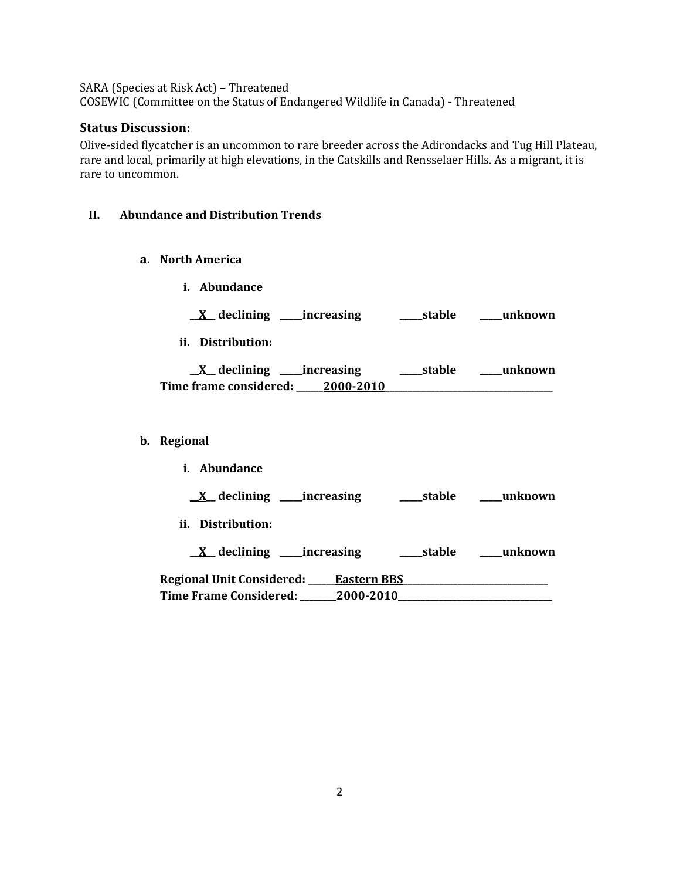SARA (Species at Risk Act) – Threatened
COSEWIC (Committee on the Status of Endangered Wildlife in Canada) - Threatened

### Status Discussion:

Olive-sided flycatcher is an uncommon to rare breeder across the Adirondacks and Tug Hill Plateau, rare and local, primarily at high elevations, in the Catskills and Rensselaer Hills. As a migrant, it is rare to uncommon.

## II. Abundance and Distribution Trends

### a. North America

**i. Abundance**

**__X__ declining ____increasing ____stable ____unknown**

**ii. Distribution:**

**__X__ declining ____increasing ____stable ____unknown**

**Time frame considered: ______2000-2010______**

### b. Regional

**i. Abundance**

**__X__ declining ____increasing ____stable ____unknown**

**ii. Distribution:**

**__X__ declining ____increasing ____stable ____unknown**

**Regional Unit Considered: ______Eastern BBS______**

**Time Frame Considered: ______2000-2010______**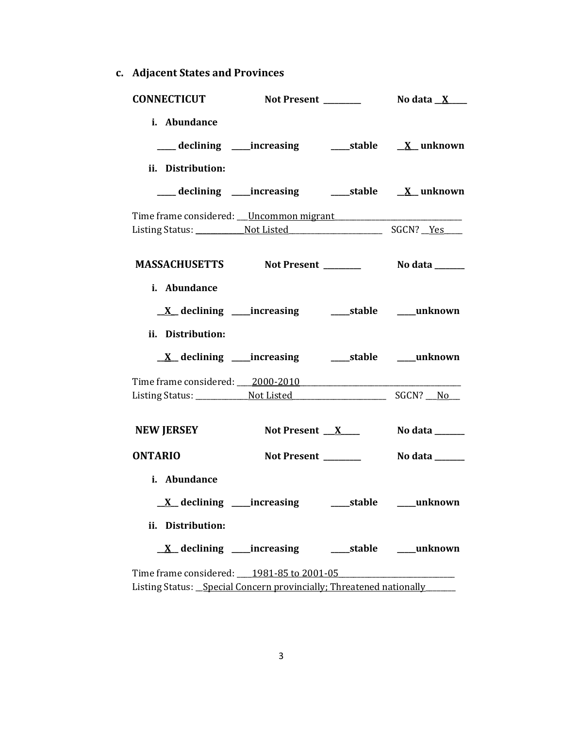**c. Adjacent States and Provinces**

**CONNECTICUT** **Not Present** _________ **No data** __X____

**i. Abundance**

____ **declining** ____**increasing** ____**stable** __X__ **unknown**

**ii. Distribution:**

____ **declining** ____**increasing** ____**stable** __X__ **unknown**

Time frame considered: ___Uncommon migrant_______________________________

Listing Status: ____________Not Listed_______________________ SGCN? __Yes____

**MASSACHUSETTS** **Not Present** _________ **No data** _______

**i. Abundance**

__X__ **declining** ____**increasing** ____**stable** ____**unknown**

**ii. Distribution:**

__X__ **declining** ____**increasing** ____**stable** ____**unknown**

Time frame considered: ____2000-2010_____________________________________

Listing Status: _____________Not Listed_______________________ SGCN? ___No___

**NEW JERSEY** **Not Present** ___X____ **No data** _______

**ONTARIO** **Not Present** _________ **No data** _______

**i. Abundance**

__X__ **declining** ____**increasing** ____**stable** ____**unknown**

**ii. Distribution:**

__X__ **declining** ____**increasing** ____**stable** ____**unknown**

Time frame considered: ____1981-85 to 2001-05_____________________________

Listing Status: __Special Concern provincially; Threatened nationally_______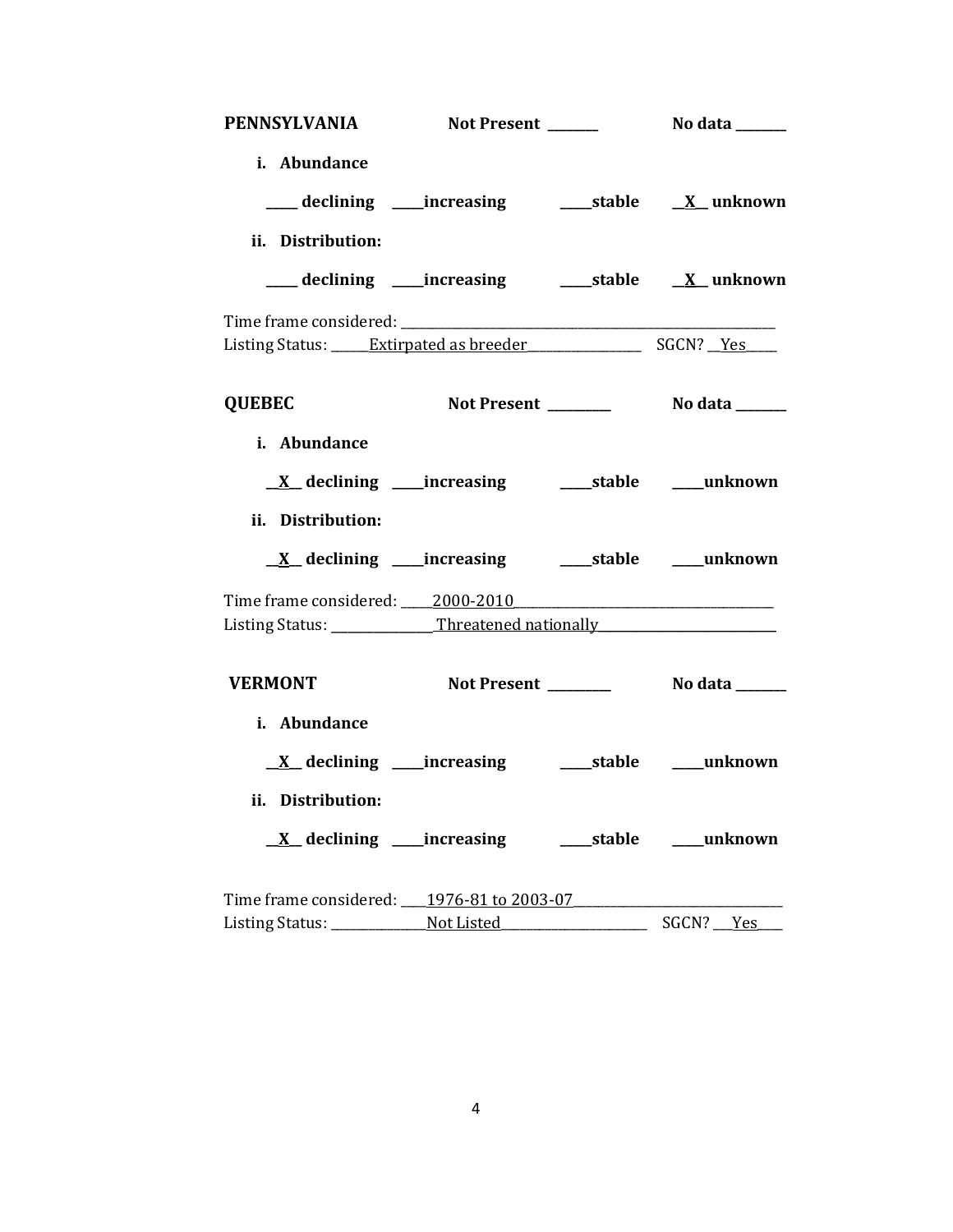**PENNSYLVANIA** **Not Present _______** **No data _______**

**i. Abundance**

**_____ declining _____increasing _____stable __X__ unknown**

**ii. Distribution:**

**_____ declining _____increasing _____stable __X__ unknown**

Time frame considered: ___________________________________________________________

Listing Status: ______Extirpated as breeder_________________ SGCN? __Yes_____

**QUEBEC** **Not Present _________** **No data _______**

**i. Abundance**

**__X__ declining _____increasing _____stable _____unknown**

**ii. Distribution:**

**__X__ declining _____increasing _____stable _____unknown**

Time frame considered: _____2000-2010_________________________________________

Listing Status: _______________Threatened nationally__________________________

**VERMONT** **Not Present _________** **No data _______**

**i. Abundance**

**__X__ declining _____increasing _____stable _____unknown**

**ii. Distribution:**

**__X__ declining _____increasing _____stable _____unknown**

Time frame considered: ____1976-81 to 2003-07________________________________

Listing Status: _______________Not Listed______________________ SGCN? ___Yes____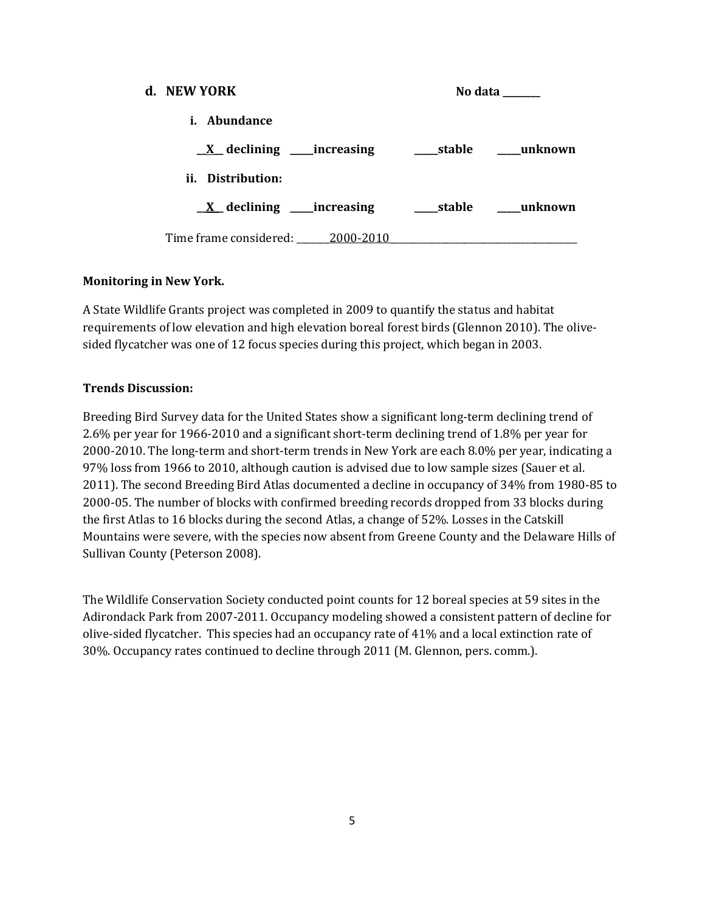**d. NEW YORK** **No data \_\_\_\_\_\_\_\_**

**i. Abundance**

**\_\_X\_\_ declining \_\_\_\_\_increasing \_\_\_\_\_stable \_\_\_\_\_unknown**

**ii. Distribution:**

**\_\_X\_\_ declining \_\_\_\_\_increasing \_\_\_\_\_stable \_\_\_\_\_unknown**

Time frame considered: \_\_\_\_\_\_\_2000-2010\_\_\_\_\_\_\_\_\_\_\_\_\_\_\_\_\_\_\_\_\_\_\_\_\_\_\_\_\_\_\_\_\_\_\_\_\_\_\_\_

**Monitoring in New York.**

A State Wildlife Grants project was completed in 2009 to quantify the status and habitat requirements of low elevation and high elevation boreal forest birds (Glennon 2010). The olive-sided flycatcher was one of 12 focus species during this project, which began in 2003.

**Trends Discussion:**

Breeding Bird Survey data for the United States show a significant long-term declining trend of 2.6% per year for 1966-2010 and a significant short-term declining trend of 1.8% per year for 2000-2010. The long-term and short-term trends in New York are each 8.0% per year, indicating a 97% loss from 1966 to 2010, although caution is advised due to low sample sizes (Sauer et al. 2011). The second Breeding Bird Atlas documented a decline in occupancy of 34% from 1980-85 to 2000-05. The number of blocks with confirmed breeding records dropped from 33 blocks during the first Atlas to 16 blocks during the second Atlas, a change of 52%. Losses in the Catskill Mountains were severe, with the species now absent from Greene County and the Delaware Hills of Sullivan County (Peterson 2008).

The Wildlife Conservation Society conducted point counts for 12 boreal species at 59 sites in the Adirondack Park from 2007-2011. Occupancy modeling showed a consistent pattern of decline for olive-sided flycatcher. This species had an occupancy rate of 41% and a local extinction rate of 30%. Occupancy rates continued to decline through 2011 (M. Glennon, pers. comm.).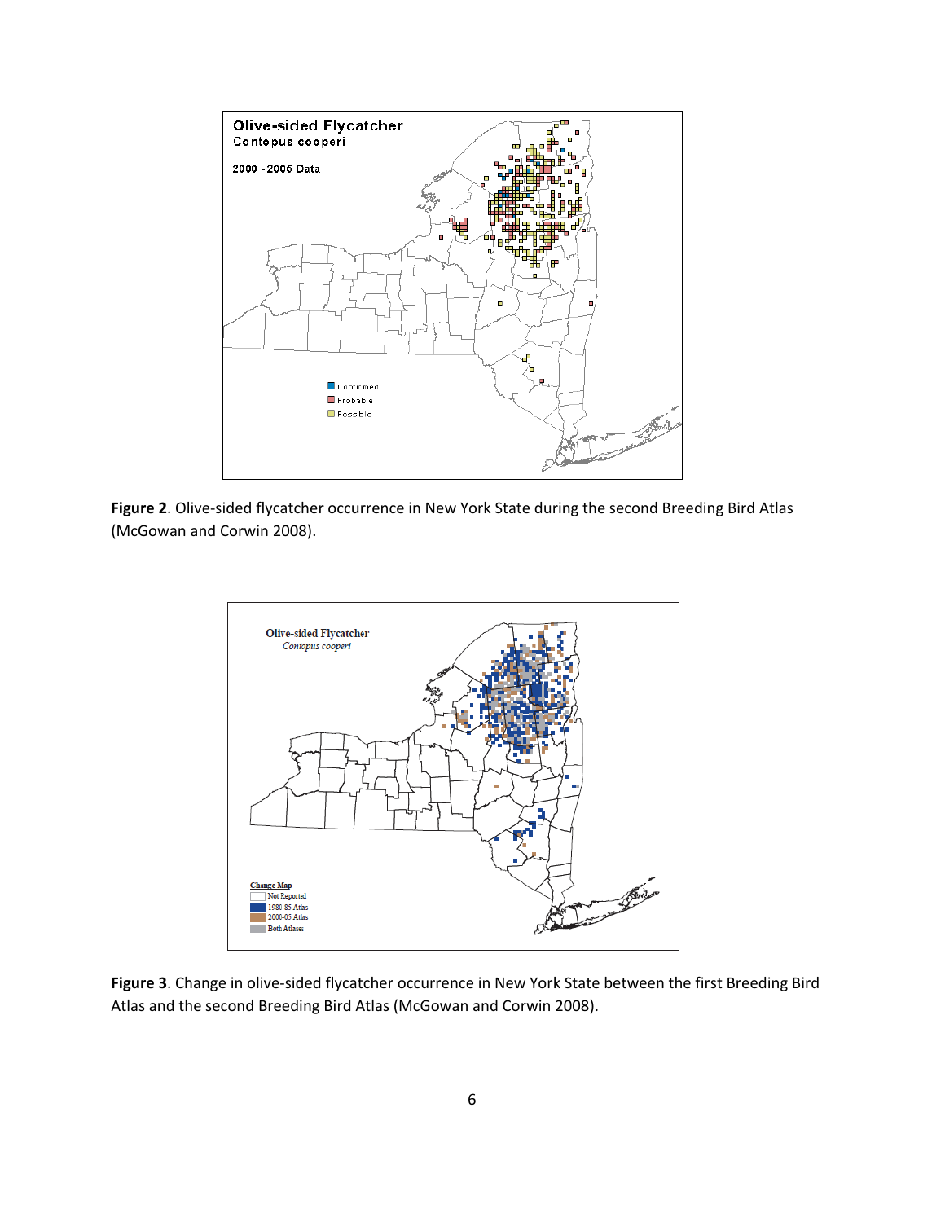**Figure 2**. Olive-sided flycatcher occurrence in New York State during the second Breeding Bird Atlas (McGowan and Corwin 2008).

**Figure 3**. Change in olive-sided flycatcher occurrence in New York State between the first Breeding Bird Atlas and the second Breeding Bird Atlas (McGowan and Corwin 2008).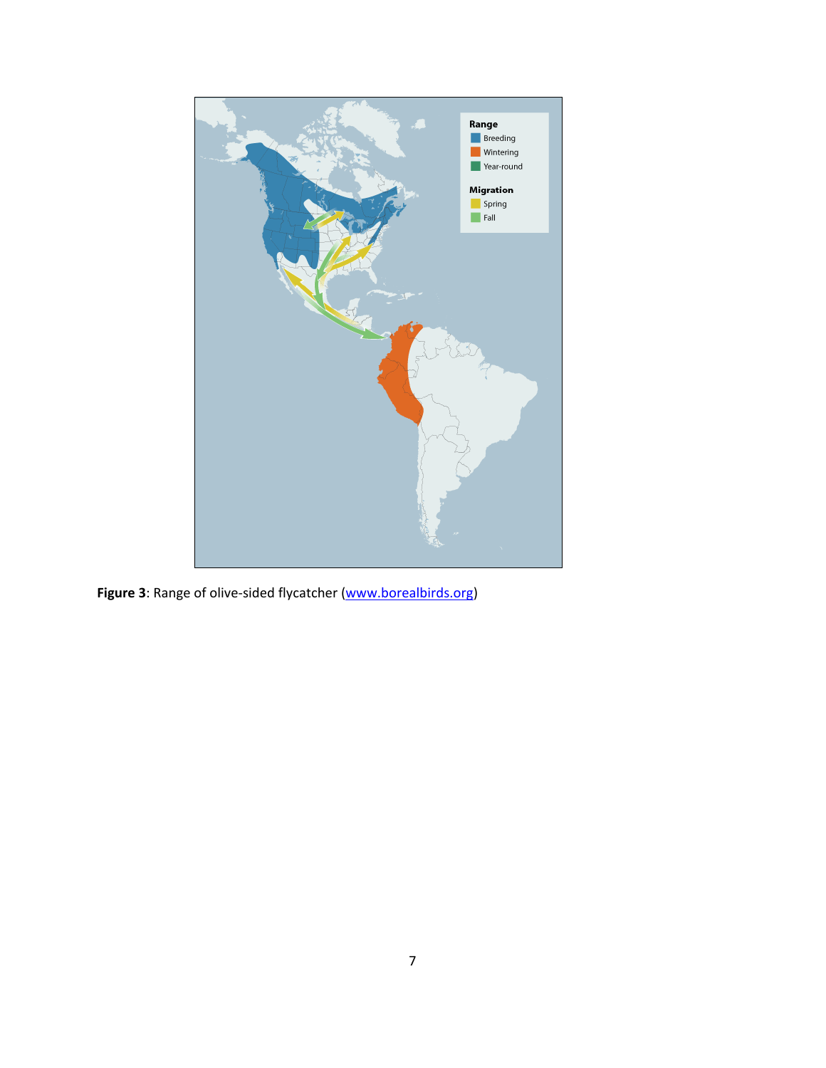**Figure 3**: Range of olive-sided flycatcher ([www.borealbirds.org](http://www.borealbirds.org))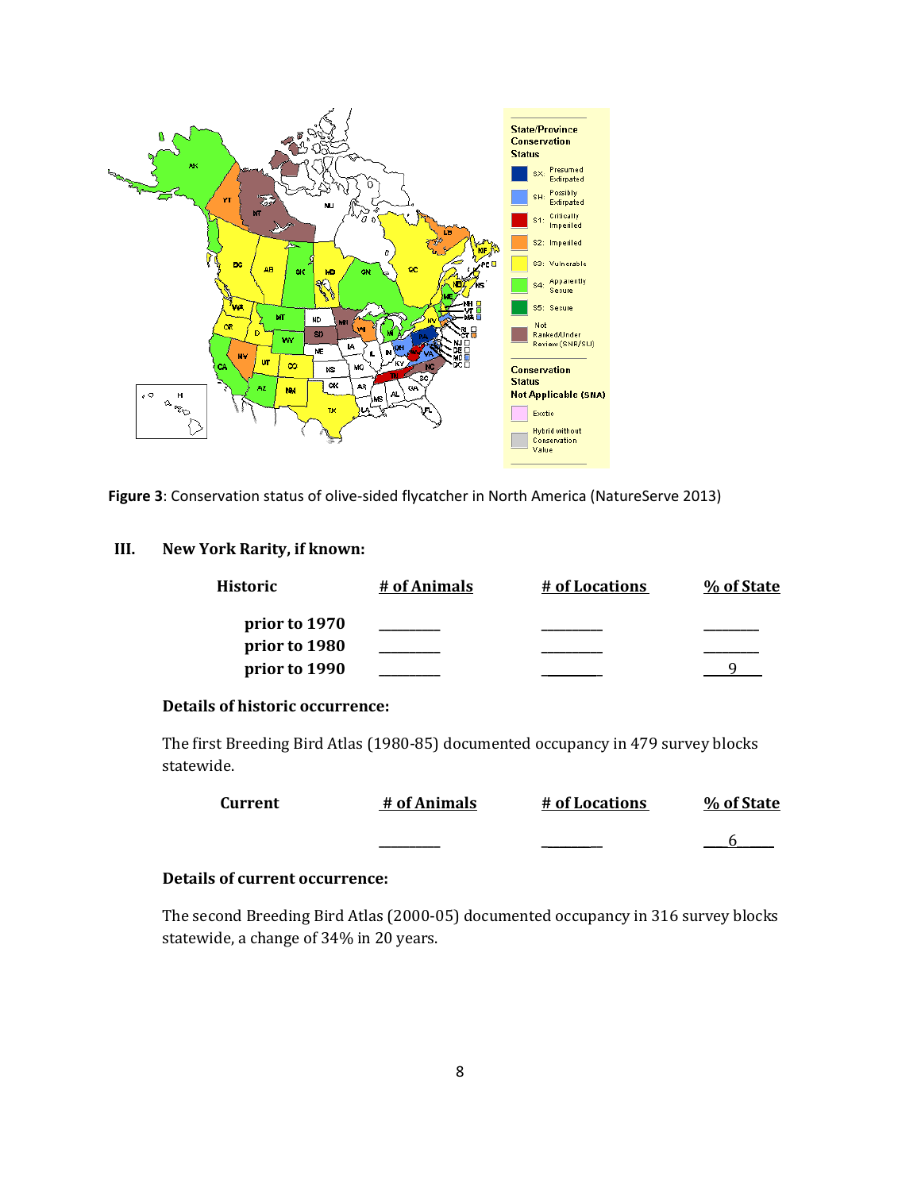**Figure 3**: Conservation status of olive-sided flycatcher in North America (NatureServe 2013)

## III. New York Rarity, if known:

| Historic | # of Animals | # of Locations | % of State |
|---|---|---|---|
| prior to 1970 | _______ | _______ | _______ |
| prior to 1980 | _______ | _______ | _______ |
| prior to 1990 | _______ | _______ | 9 |

**Details of historic occurrence:**

The first Breeding Bird Atlas (1980-85) documented occupancy in 479 survey blocks statewide.

| Current | # of Animals | # of Locations | % of State |
|---|---|---|---|
| | _______ | _______ | 6 |

**Details of current occurrence:**

The second Breeding Bird Atlas (2000-05) documented occupancy in 316 survey blocks statewide, a change of 34% in 20 years.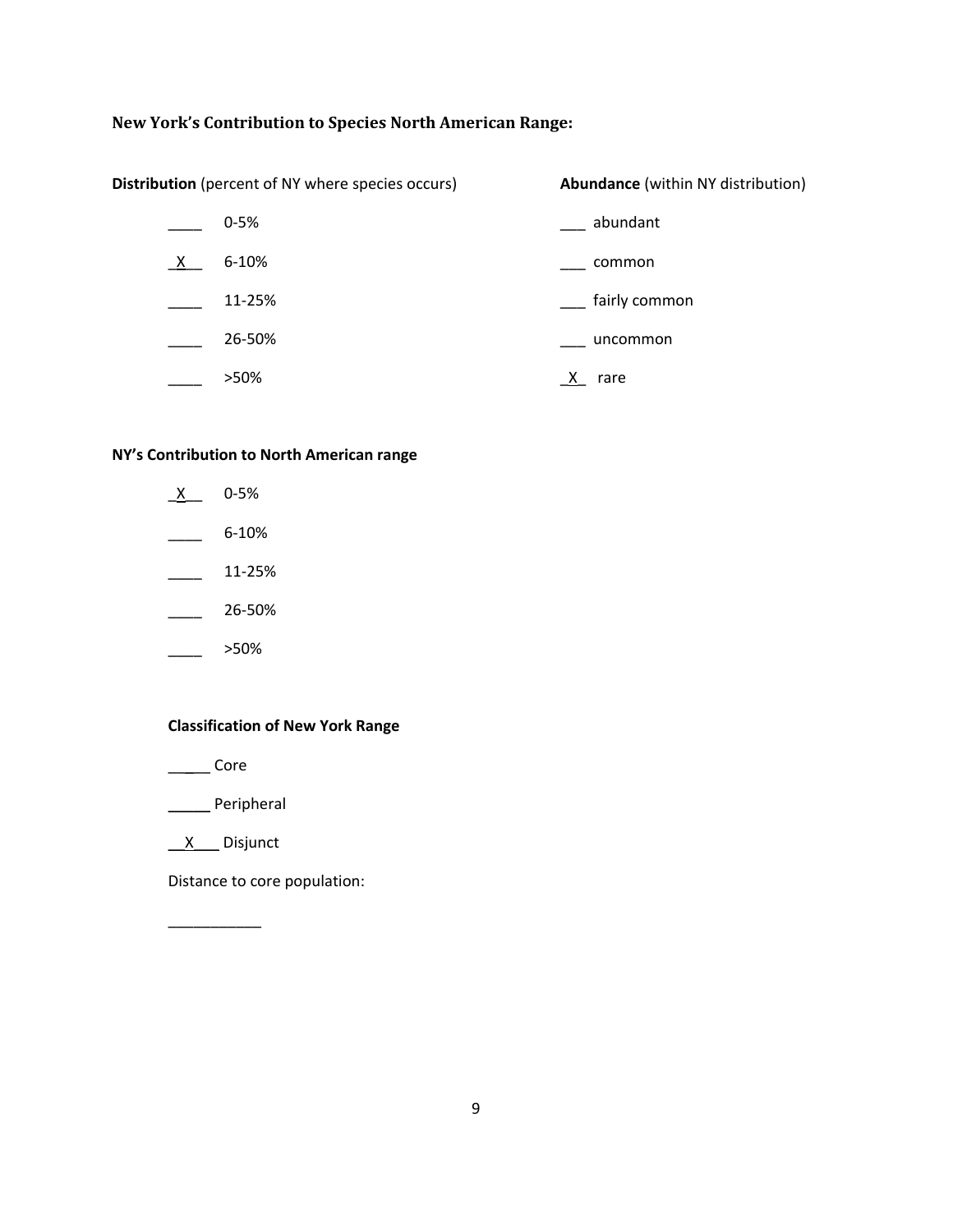### New York's Contribution to Species North American Range:

**Distribution** (percent of NY where species occurs)

____ 0-5%

_X__ 6-10%

____ 11-25%

____ 26-50%

____ >50%

**Abundance** (within NY distribution)

___ abundant

___ common

___ fairly common

___ uncommon

_X_ rare

**NY's Contribution to North American range**

_X__ 0-5%

____ 6-10%

____ 11-25%

____ 26-50%

____ >50%

**Classification of New York Range**

_____ Core

_____ Peripheral

__X___ Disjunct

Distance to core population:

___________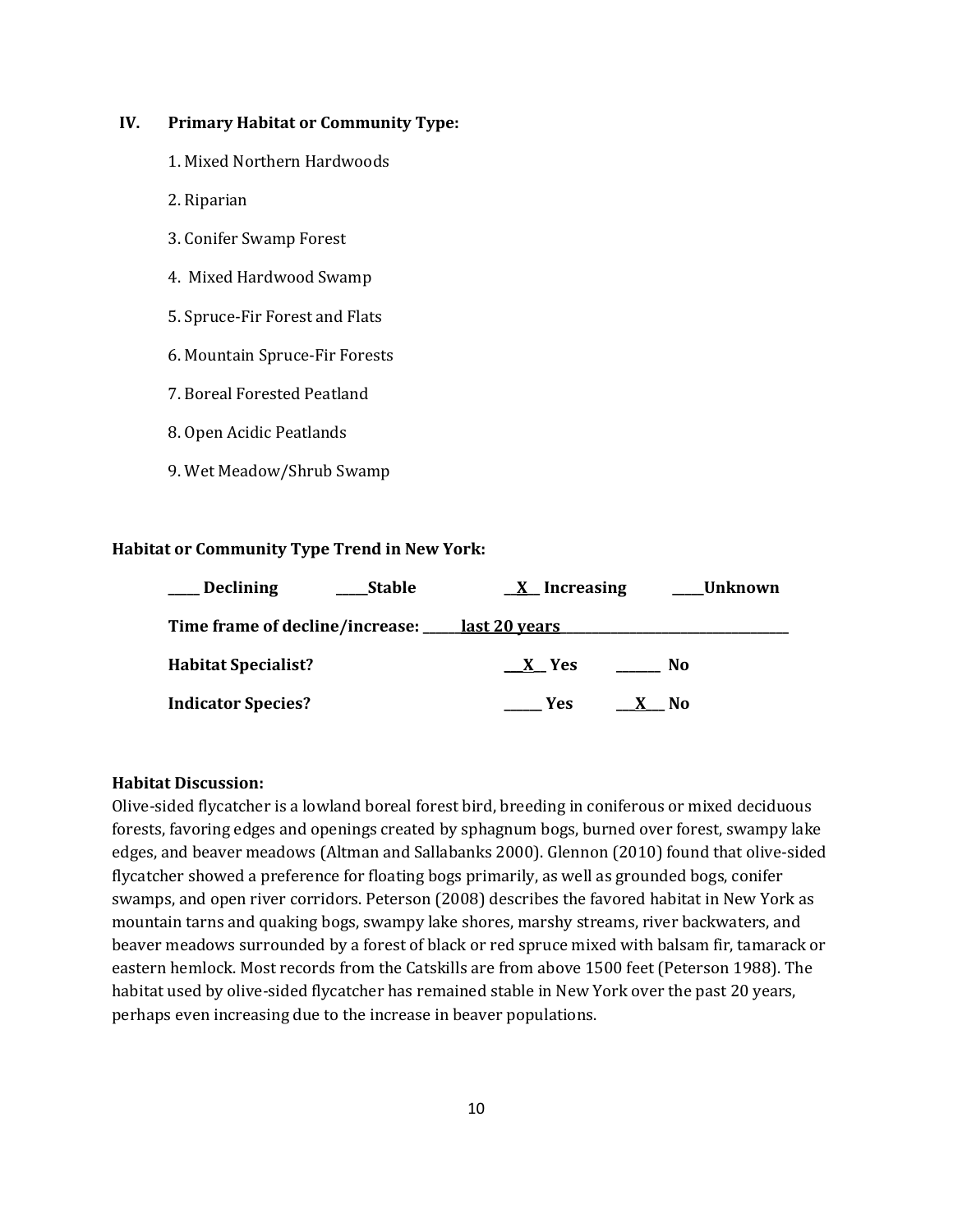## IV. Primary Habitat or Community Type:

1. Mixed Northern Hardwoods
2. Riparian
3. Conifer Swamp Forest
4. Mixed Hardwood Swamp
5. Spruce-Fir Forest and Flats
6. Mountain Spruce-Fir Forests
7. Boreal Forested Peatland
8. Open Acidic Peatlands
9. Wet Meadow/Shrub Swamp

**Habitat or Community Type Trend in New York:**

**____ Declining ____Stable __X__ Increasing ____Unknown**

**Time frame of decline/increase: ______last 20 years______**

**Habitat Specialist? ___X__ Yes ______ No**

**Indicator Species? _____ Yes ___X___ No**

**Habitat Discussion:**

Olive-sided flycatcher is a lowland boreal forest bird, breeding in coniferous or mixed deciduous forests, favoring edges and openings created by sphagnum bogs, burned over forest, swampy lake edges, and beaver meadows (Altman and Sallabanks 2000). Glennon (2010) found that olive-sided flycatcher showed a preference for floating bogs primarily, as well as grounded bogs, conifer swamps, and open river corridors. Peterson (2008) describes the favored habitat in New York as mountain tarns and quaking bogs, swampy lake shores, marshy streams, river backwaters, and beaver meadows surrounded by a forest of black or red spruce mixed with balsam fir, tamarack or eastern hemlock. Most records from the Catskills are from above 1500 feet (Peterson 1988). The habitat used by olive-sided flycatcher has remained stable in New York over the past 20 years, perhaps even increasing due to the increase in beaver populations.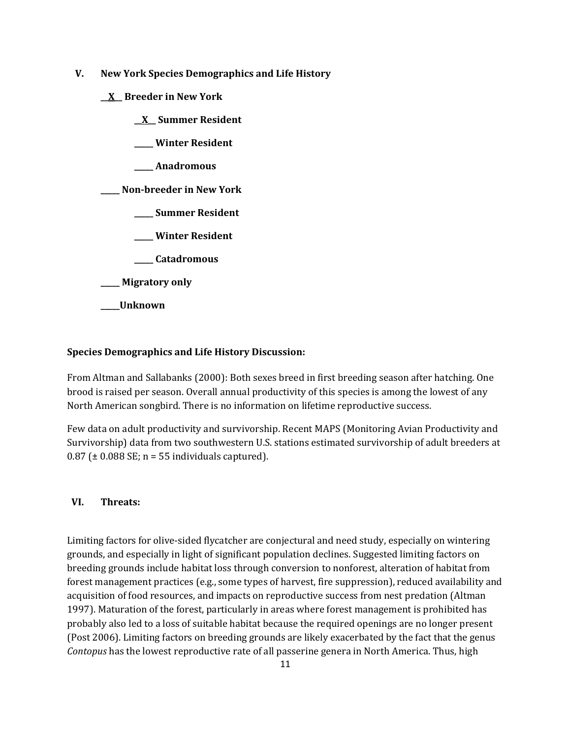## V. New York Species Demographics and Life History

__X__ Breeder in New York

__X__ Summer Resident

_____ Winter Resident

_____ Anadromous

_____ Non-breeder in New York

_____ Summer Resident

_____ Winter Resident

_____ Catadromous

_____ Migratory only

_____Unknown

**Species Demographics and Life History Discussion:**

From Altman and Sallabanks (2000): Both sexes breed in first breeding season after hatching. One brood is raised per season. Overall annual productivity of this species is among the lowest of any North American songbird. There is no information on lifetime reproductive success.

Few data on adult productivity and survivorship. Recent MAPS (Monitoring Avian Productivity and Survivorship) data from two southwestern U.S. stations estimated survivorship of adult breeders at 0.87 (± 0.088 SE; n = 55 individuals captured).

## VI. Threats:

Limiting factors for olive-sided flycatcher are conjectural and need study, especially on wintering grounds, and especially in light of significant population declines. Suggested limiting factors on breeding grounds include habitat loss through conversion to nonforest, alteration of habitat from forest management practices (e.g., some types of harvest, fire suppression), reduced availability and acquisition of food resources, and impacts on reproductive success from nest predation (Altman 1997). Maturation of the forest, particularly in areas where forest management is prohibited has probably also led to a loss of suitable habitat because the required openings are no longer present (Post 2006). Limiting factors on breeding grounds are likely exacerbated by the fact that the genus *Contopus* has the lowest reproductive rate of all passerine genera in North America. Thus, high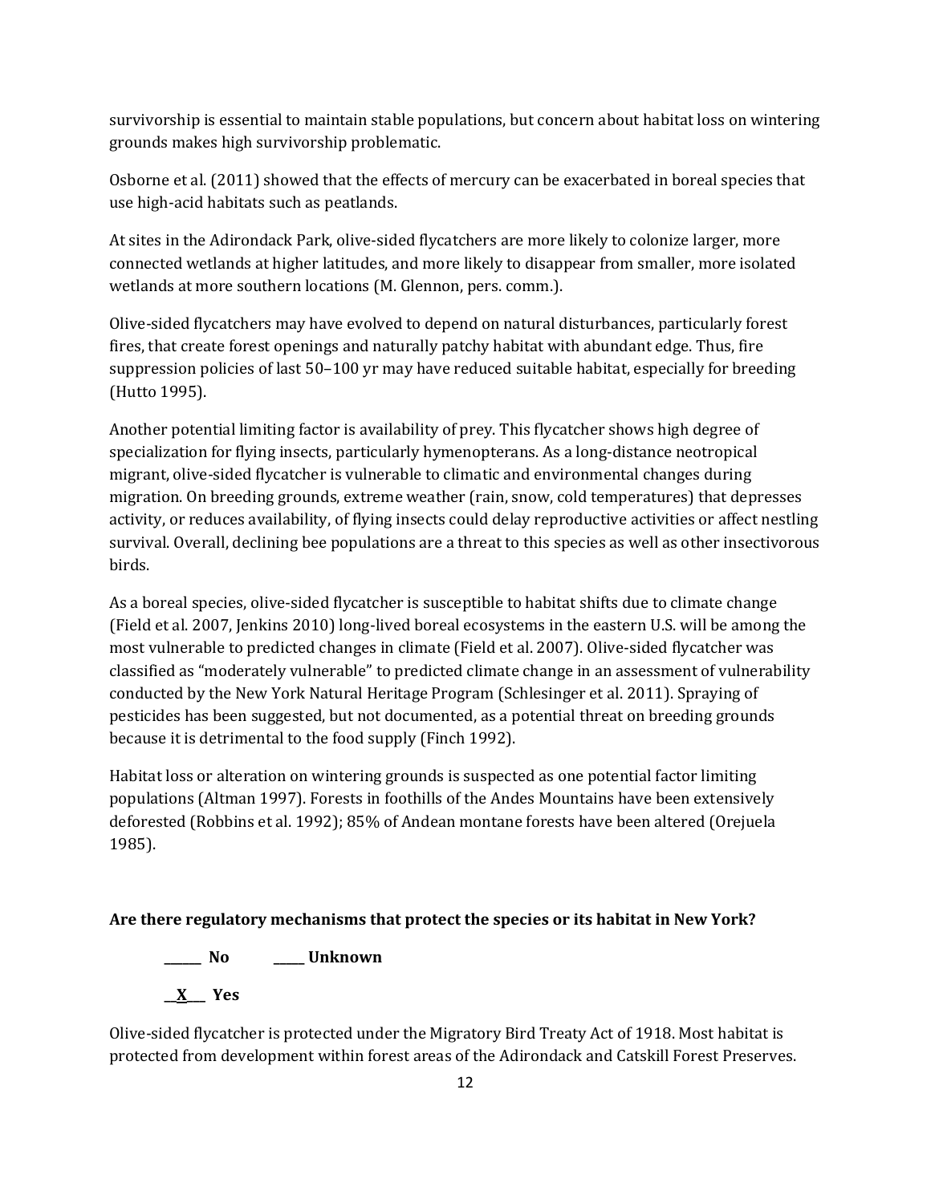survivorship is essential to maintain stable populations, but concern about habitat loss on wintering grounds makes high survivorship problematic.

Osborne et al. (2011) showed that the effects of mercury can be exacerbated in boreal species that use high-acid habitats such as peatlands.

At sites in the Adirondack Park, olive-sided flycatchers are more likely to colonize larger, more connected wetlands at higher latitudes, and more likely to disappear from smaller, more isolated wetlands at more southern locations (M. Glennon, pers. comm.).

Olive-sided flycatchers may have evolved to depend on natural disturbances, particularly forest fires, that create forest openings and naturally patchy habitat with abundant edge. Thus, fire suppression policies of last 50–100 yr may have reduced suitable habitat, especially for breeding (Hutto 1995).

Another potential limiting factor is availability of prey. This flycatcher shows high degree of specialization for flying insects, particularly hymenopterans. As a long-distance neotropical migrant, olive-sided flycatcher is vulnerable to climatic and environmental changes during migration. On breeding grounds, extreme weather (rain, snow, cold temperatures) that depresses activity, or reduces availability, of flying insects could delay reproductive activities or affect nestling survival. Overall, declining bee populations are a threat to this species as well as other insectivorous birds.

As a boreal species, olive-sided flycatcher is susceptible to habitat shifts due to climate change (Field et al. 2007, Jenkins 2010) long-lived boreal ecosystems in the eastern U.S. will be among the most vulnerable to predicted changes in climate (Field et al. 2007). Olive-sided flycatcher was classified as "moderately vulnerable" to predicted climate change in an assessment of vulnerability conducted by the New York Natural Heritage Program (Schlesinger et al. 2011). Spraying of pesticides has been suggested, but not documented, as a potential threat on breeding grounds because it is detrimental to the food supply (Finch 1992).

Habitat loss or alteration on wintering grounds is suspected as one potential factor limiting populations (Altman 1997). Forests in foothills of the Andes Mountains have been extensively deforested (Robbins et al. 1992); 85% of Andean montane forests have been altered (Orejuela 1985).

**Are there regulatory mechanisms that protect the species or its habitat in New York?**

**______ No          _____ Unknown**

**__X___ Yes**

Olive-sided flycatcher is protected under the Migratory Bird Treaty Act of 1918. Most habitat is protected from development within forest areas of the Adirondack and Catskill Forest Preserves.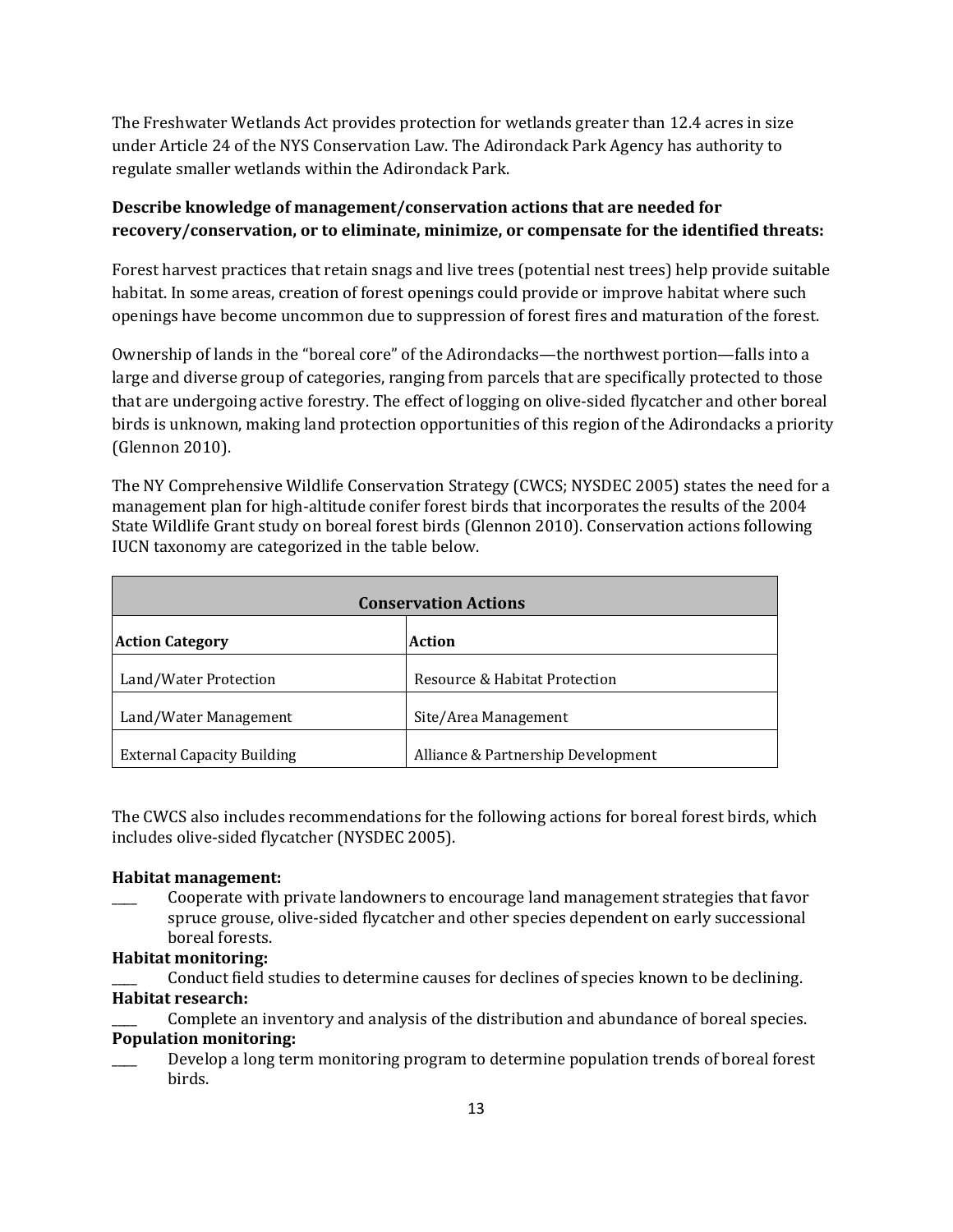The Freshwater Wetlands Act provides protection for wetlands greater than 12.4 acres in size under Article 24 of the NYS Conservation Law. The Adirondack Park Agency has authority to regulate smaller wetlands within the Adirondack Park.

**Describe knowledge of management/conservation actions that are needed for recovery/conservation, or to eliminate, minimize, or compensate for the identified threats:**

Forest harvest practices that retain snags and live trees (potential nest trees) help provide suitable habitat. In some areas, creation of forest openings could provide or improve habitat where such openings have become uncommon due to suppression of forest fires and maturation of the forest.

Ownership of lands in the "boreal core" of the Adirondacks—the northwest portion—falls into a large and diverse group of categories, ranging from parcels that are specifically protected to those that are undergoing active forestry. The effect of logging on olive-sided flycatcher and other boreal birds is unknown, making land protection opportunities of this region of the Adirondacks a priority (Glennon 2010).

The NY Comprehensive Wildlife Conservation Strategy (CWCS; NYSDEC 2005) states the need for a management plan for high-altitude conifer forest birds that incorporates the results of the 2004 State Wildlife Grant study on boreal forest birds (Glennon 2010). Conservation actions following IUCN taxonomy are categorized in the table below.

| Conservation Actions | |
|---|---|
| **Action Category** | **Action** |
| Land/Water Protection | Resource & Habitat Protection |
| Land/Water Management | Site/Area Management |
| External Capacity Building | Alliance & Partnership Development |

The CWCS also includes recommendations for the following actions for boreal forest birds, which includes olive-sided flycatcher (NYSDEC 2005).

**Habitat management:**

____ Cooperate with private landowners to encourage land management strategies that favor spruce grouse, olive-sided flycatcher and other species dependent on early successional boreal forests.

**Habitat monitoring:**

____ Conduct field studies to determine causes for declines of species known to be declining.

**Habitat research:**

____ Complete an inventory and analysis of the distribution and abundance of boreal species.

**Population monitoring:**

____ Develop a long term monitoring program to determine population trends of boreal forest birds.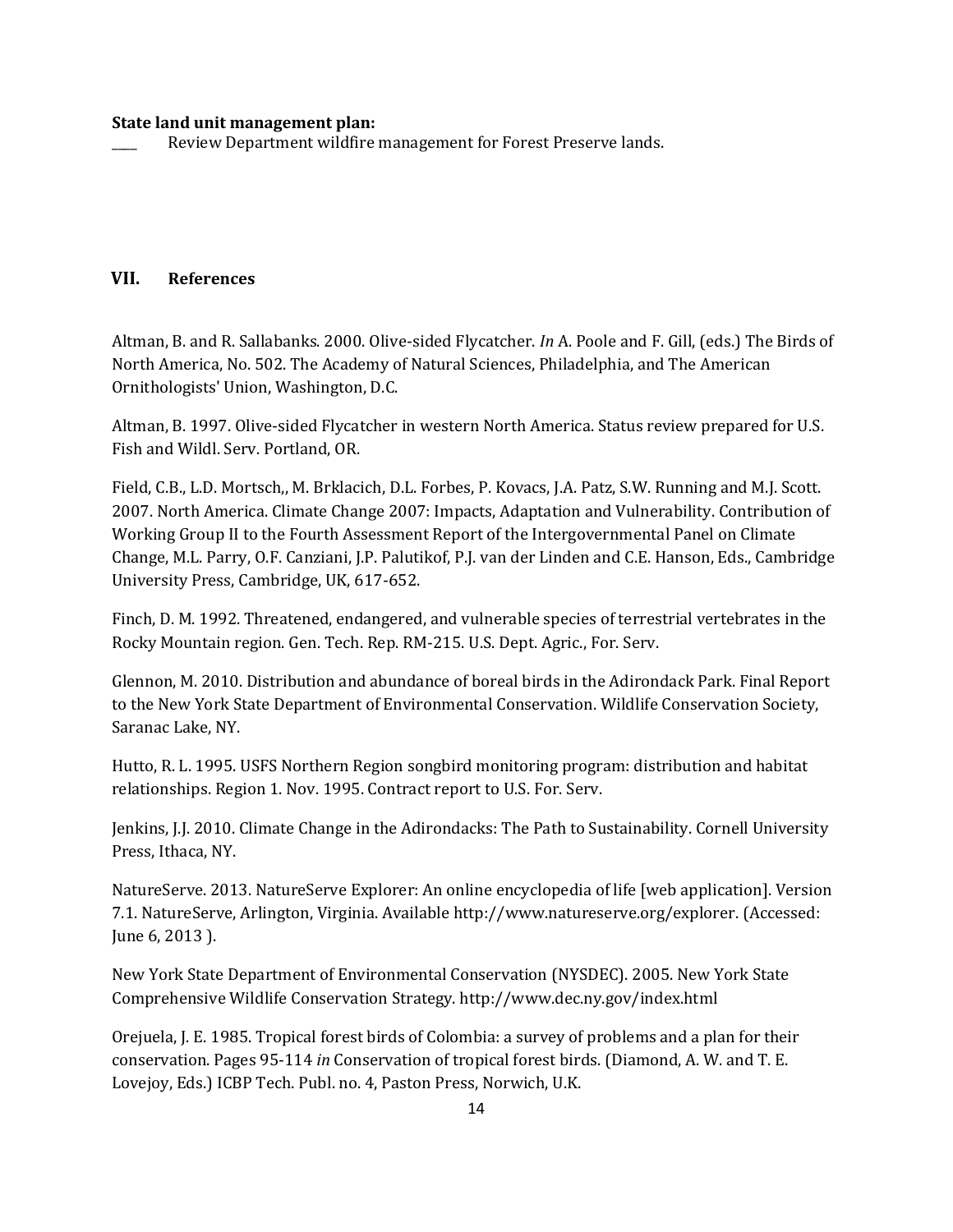**State land unit management plan:**

____ Review Department wildfire management for Forest Preserve lands.

## VII. References

Altman, B. and R. Sallabanks. 2000. Olive-sided Flycatcher. *In* A. Poole and F. Gill, (eds.) The Birds of North America, No. 502. The Academy of Natural Sciences, Philadelphia, and The American Ornithologists' Union, Washington, D.C.

Altman, B. 1997. Olive-sided Flycatcher in western North America. Status review prepared for U.S. Fish and Wildl. Serv. Portland, OR.

Field, C.B., L.D. Mortsch,, M. Brklacich, D.L. Forbes, P. Kovacs, J.A. Patz, S.W. Running and M.J. Scott. 2007. North America. Climate Change 2007: Impacts, Adaptation and Vulnerability. Contribution of Working Group II to the Fourth Assessment Report of the Intergovernmental Panel on Climate Change, M.L. Parry, O.F. Canziani, J.P. Palutikof, P.J. van der Linden and C.E. Hanson, Eds., Cambridge University Press, Cambridge, UK, 617-652.

Finch, D. M. 1992. Threatened, endangered, and vulnerable species of terrestrial vertebrates in the Rocky Mountain region. Gen. Tech. Rep. RM-215. U.S. Dept. Agric., For. Serv.

Glennon, M. 2010. Distribution and abundance of boreal birds in the Adirondack Park. Final Report to the New York State Department of Environmental Conservation. Wildlife Conservation Society, Saranac Lake, NY.

Hutto, R. L. 1995. USFS Northern Region songbird monitoring program: distribution and habitat relationships. Region 1. Nov. 1995. Contract report to U.S. For. Serv.

Jenkins, J.J. 2010. Climate Change in the Adirondacks: The Path to Sustainability. Cornell University Press, Ithaca, NY.

NatureServe. 2013. NatureServe Explorer: An online encyclopedia of life [web application]. Version 7.1. NatureServe, Arlington, Virginia. Available http://www.natureserve.org/explorer. (Accessed: June 6, 2013 ).

New York State Department of Environmental Conservation (NYSDEC). 2005. New York State Comprehensive Wildlife Conservation Strategy. http://www.dec.ny.gov/index.html

Orejuela, J. E. 1985. Tropical forest birds of Colombia: a survey of problems and a plan for their conservation. Pages 95-114 *in* Conservation of tropical forest birds. (Diamond, A. W. and T. E. Lovejoy, Eds.) ICBP Tech. Publ. no. 4, Paston Press, Norwich, U.K.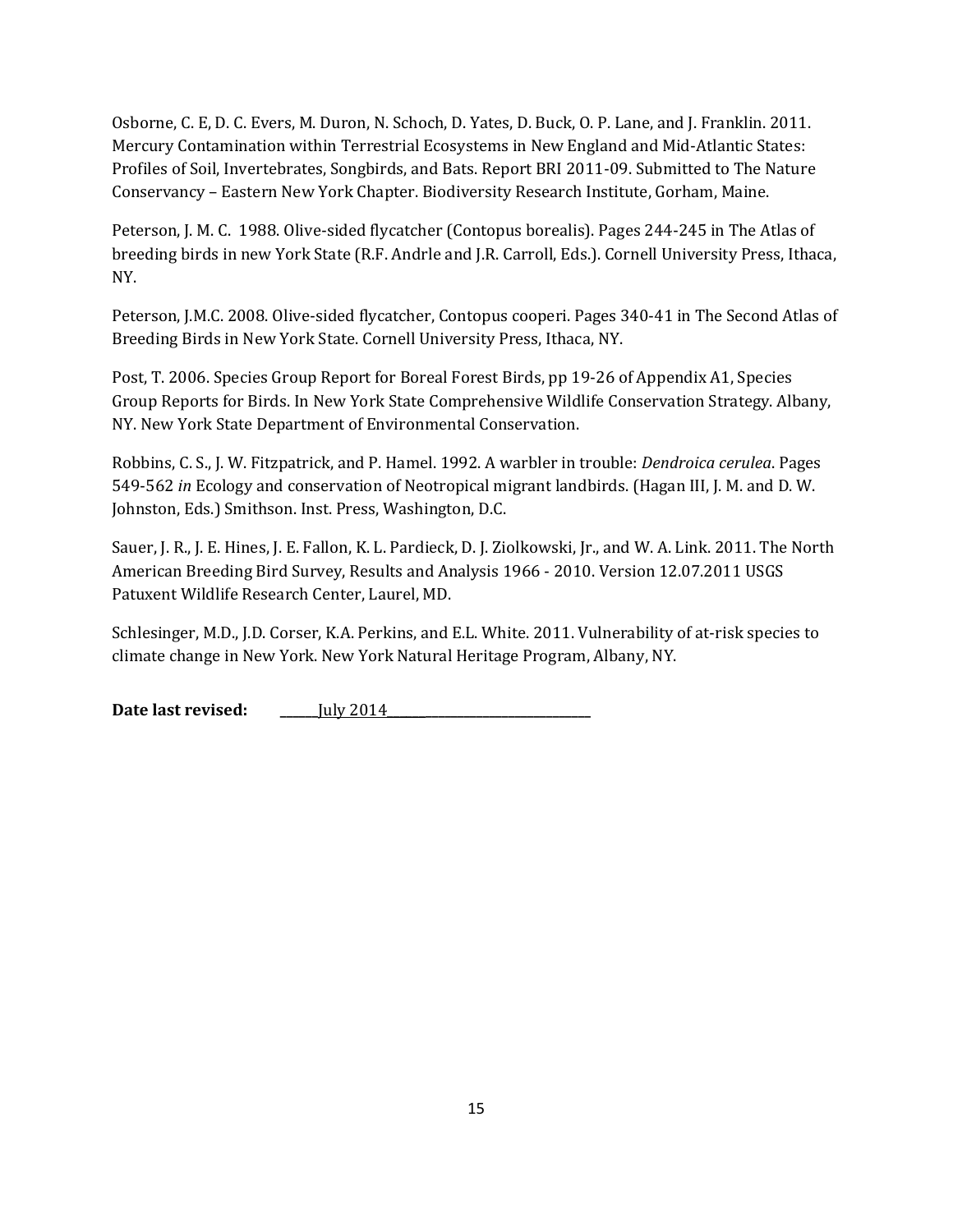Osborne, C. E, D. C. Evers, M. Duron, N. Schoch, D. Yates, D. Buck, O. P. Lane, and J. Franklin. 2011. Mercury Contamination within Terrestrial Ecosystems in New England and Mid-Atlantic States: Profiles of Soil, Invertebrates, Songbirds, and Bats. Report BRI 2011-09. Submitted to The Nature Conservancy – Eastern New York Chapter. Biodiversity Research Institute, Gorham, Maine.

Peterson, J. M. C. 1988. Olive-sided flycatcher (Contopus borealis). Pages 244-245 in The Atlas of breeding birds in new York State (R.F. Andrle and J.R. Carroll, Eds.). Cornell University Press, Ithaca, NY.

Peterson, J.M.C. 2008. Olive-sided flycatcher, Contopus cooperi. Pages 340-41 in The Second Atlas of Breeding Birds in New York State. Cornell University Press, Ithaca, NY.

Post, T. 2006. Species Group Report for Boreal Forest Birds, pp 19-26 of Appendix A1, Species Group Reports for Birds. In New York State Comprehensive Wildlife Conservation Strategy. Albany, NY. New York State Department of Environmental Conservation.

Robbins, C. S., J. W. Fitzpatrick, and P. Hamel. 1992. A warbler in trouble: *Dendroica cerulea*. Pages 549-562 *in* Ecology and conservation of Neotropical migrant landbirds. (Hagan III, J. M. and D. W. Johnston, Eds.) Smithson. Inst. Press, Washington, D.C.

Sauer, J. R., J. E. Hines, J. E. Fallon, K. L. Pardieck, D. J. Ziolkowski, Jr., and W. A. Link. 2011. The North American Breeding Bird Survey, Results and Analysis 1966 - 2010. Version 12.07.2011 USGS Patuxent Wildlife Research Center, Laurel, MD.

Schlesinger, M.D., J.D. Corser, K.A. Perkins, and E.L. White. 2011. Vulnerability of at-risk species to climate change in New York. New York Natural Heritage Program, Albany, NY.

**Date last revised:** July 2014